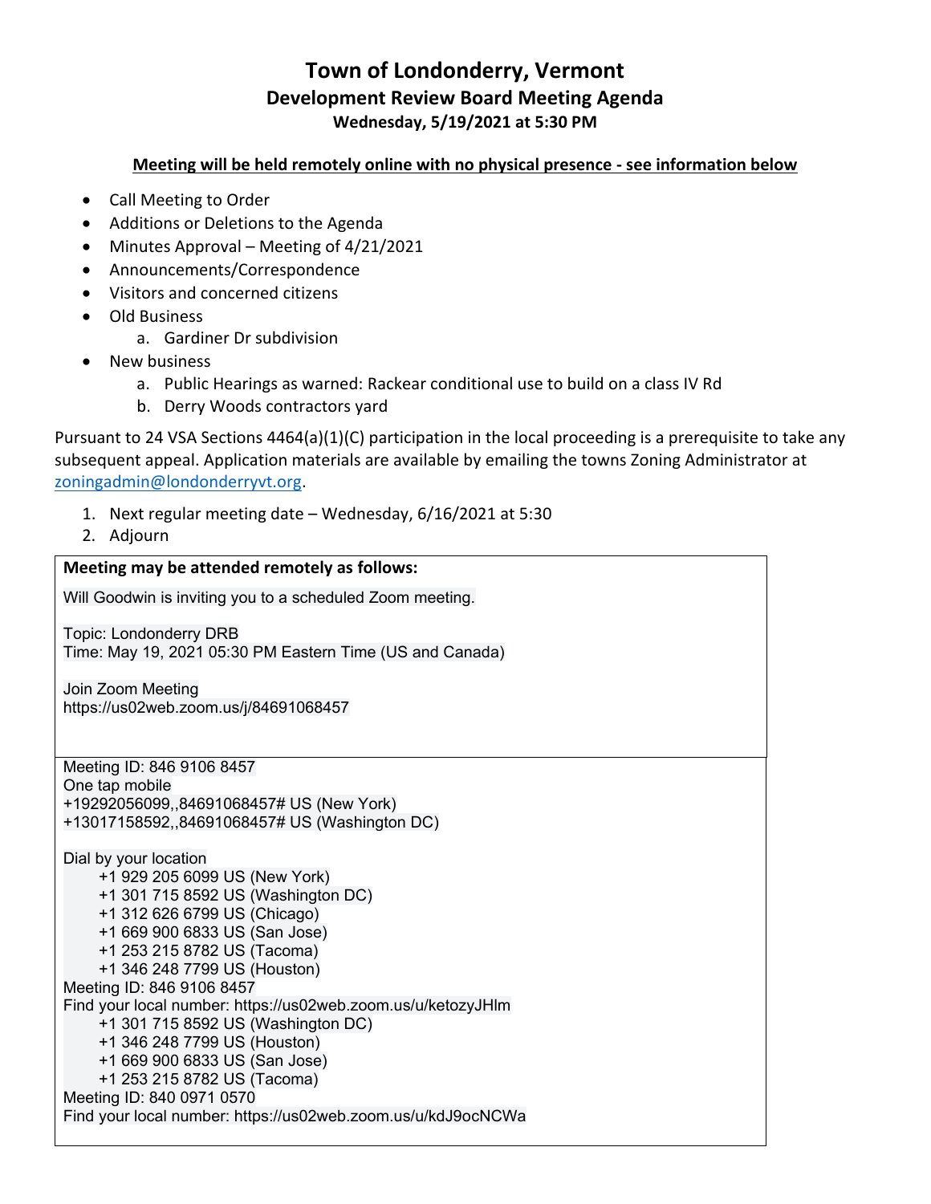# Town of Londonderry, Vermont

## Development Review Board Meeting Agenda

### Wednesday, 5/19/2021 at 5:30 PM

**Meeting will be held remotely online with no physical presence - see information below**

- Call Meeting to Order
- Additions or Deletions to the Agenda
- Minutes Approval – Meeting of 4/21/2021
- Announcements/Correspondence
- Visitors and concerned citizens
- Old Business
    a. Gardiner Dr subdivision
- New business
    a. Public Hearings as warned: Rackear conditional use to build on a class IV Rd
    b. Derry Woods contractors yard

Pursuant to 24 VSA Sections 4464(a)(1)(C) participation in the local proceeding is a prerequisite to take any subsequent appeal. Application materials are available by emailing the towns Zoning Administrator at zoningadmin@londonderryvt.org.

1. Next regular meeting date – Wednesday, 6/16/2021 at 5:30
2. Adjourn

**Meeting may be attended remotely as follows:**

Will Goodwin is inviting you to a scheduled Zoom meeting.

Topic: Londonderry DRB
Time: May 19, 2021 05:30 PM Eastern Time (US and Canada)

Join Zoom Meeting
https://us02web.zoom.us/j/84691068457

Meeting ID: 846 9106 8457
One tap mobile
+19292056099,,84691068457# US (New York)
+13017158592,,84691068457# US (Washington DC)

Dial by your location
+1 929 205 6099 US (New York)
+1 301 715 8592 US (Washington DC)
+1 312 626 6799 US (Chicago)
+1 669 900 6833 US (San Jose)
+1 253 215 8782 US (Tacoma)
+1 346 248 7799 US (Houston)
Meeting ID: 846 9106 8457
Find your local number: https://us02web.zoom.us/u/ketozyJHlm
+1 301 715 8592 US (Washington DC)
+1 346 248 7799 US (Houston)
+1 669 900 6833 US (San Jose)
+1 253 215 8782 US (Tacoma)
Meeting ID: 840 0971 0570
Find your local number: https://us02web.zoom.us/u/kdJ9ocNCWa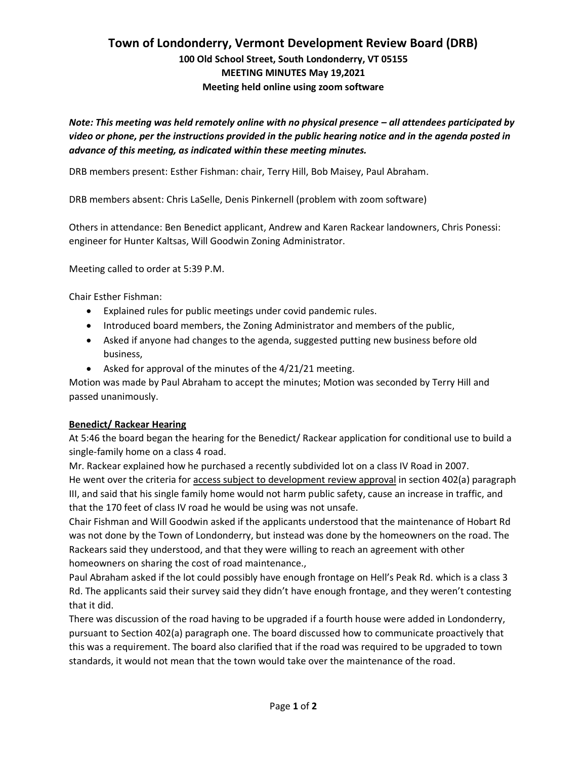# Town of Londonderry, Vermont Development Review Board (DRB)

**100 Old School Street, South Londonderry, VT 05155**
**MEETING MINUTES May 19,2021**
**Meeting held online using zoom software**

***Note: This meeting was held remotely online with no physical presence – all attendees participated by video or phone, per the instructions provided in the public hearing notice and in the agenda posted in advance of this meeting, as indicated within these meeting minutes.***

DRB members present: Esther Fishman: chair, Terry Hill, Bob Maisey, Paul Abraham.

DRB members absent: Chris LaSelle, Denis Pinkernell (problem with zoom software)

Others in attendance: Ben Benedict applicant, Andrew and Karen Rackear landowners, Chris Ponessi: engineer for Hunter Kaltsas, Will Goodwin Zoning Administrator.

Meeting called to order at 5:39 P.M.

Chair Esther Fishman:

- Explained rules for public meetings under covid pandemic rules.
- Introduced board members, the Zoning Administrator and members of the public,
- Asked if anyone had changes to the agenda, suggested putting new business before old business,
- Asked for approval of the minutes of the 4/21/21 meeting.

Motion was made by Paul Abraham to accept the minutes; Motion was seconded by Terry Hill and passed unanimously.

**Benedict/ Rackear Hearing**

At 5:46 the board began the hearing for the Benedict/ Rackear application for conditional use to build a single-family home on a class 4 road.

Mr. Rackear explained how he purchased a recently subdivided lot on a class IV Road in 2007.

He went over the criteria for access subject to development review approval in section 402(a) paragraph III, and said that his single family home would not harm public safety, cause an increase in traffic, and that the 170 feet of class IV road he would be using was not unsafe.

Chair Fishman and Will Goodwin asked if the applicants understood that the maintenance of Hobart Rd was not done by the Town of Londonderry, but instead was done by the homeowners on the road. The Rackears said they understood, and that they were willing to reach an agreement with other homeowners on sharing the cost of road maintenance.,

Paul Abraham asked if the lot could possibly have enough frontage on Hell's Peak Rd. which is a class 3 Rd. The applicants said their survey said they didn't have enough frontage, and they weren't contesting that it did.

There was discussion of the road having to be upgraded if a fourth house were added in Londonderry, pursuant to Section 402(a) paragraph one. The board discussed how to communicate proactively that this was a requirement. The board also clarified that if the road was required to be upgraded to town standards, it would not mean that the town would take over the maintenance of the road.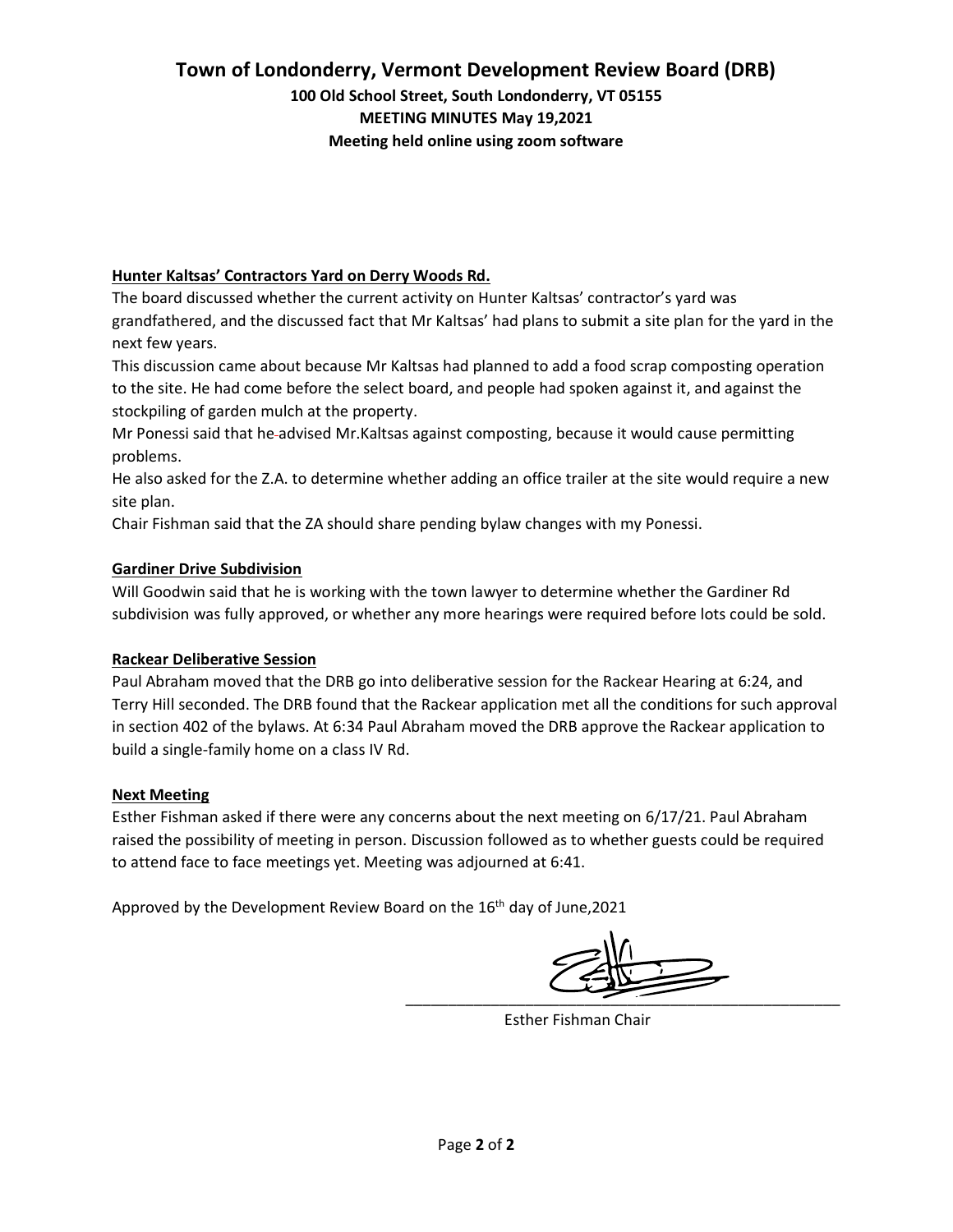# Town of Londonderry, Vermont Development Review Board (DRB)

**100 Old School Street, South Londonderry, VT 05155**
**MEETING MINUTES May 19,2021**
**Meeting held online using zoom software**

**Hunter Kaltsas' Contractors Yard on Derry Woods Rd.**

The board discussed whether the current activity on Hunter Kaltsas' contractor's yard was grandfathered, and the discussed fact that Mr Kaltsas' had plans to submit a site plan for the yard in the next few years.

This discussion came about because Mr Kaltsas had planned to add a food scrap composting operation to the site. He had come before the select board, and people had spoken against it, and against the stockpiling of garden mulch at the property.

Mr Ponessi said that he advised Mr.Kaltsas against composting, because it would cause permitting problems.

He also asked for the Z.A. to determine whether adding an office trailer at the site would require a new site plan.

Chair Fishman said that the ZA should share pending bylaw changes with my Ponessi.

**Gardiner Drive Subdivision**

Will Goodwin said that he is working with the town lawyer to determine whether the Gardiner Rd subdivision was fully approved, or whether any more hearings were required before lots could be sold.

**Rackear Deliberative Session**

Paul Abraham moved that the DRB go into deliberative session for the Rackear Hearing at 6:24, and Terry Hill seconded. The DRB found that the Rackear application met all the conditions for such approval in section 402 of the bylaws. At 6:34 Paul Abraham moved the DRB approve the Rackear application to build a single-family home on a class IV Rd.

**Next Meeting**

Esther Fishman asked if there were any concerns about the next meeting on 6/17/21. Paul Abraham raised the possibility of meeting in person. Discussion followed as to whether guests could be required to attend face to face meetings yet. Meeting was adjourned at 6:41.

Approved by the Development Review Board on the 16th day of June,2021

\_\_\_\_\_\_\_\_\_\_\_\_\_\_\_\_\_\_\_\_\_\_\_\_\_\_\_\_\_\_\_\_\_\_\_\_\_\_\_\_

Esther Fishman Chair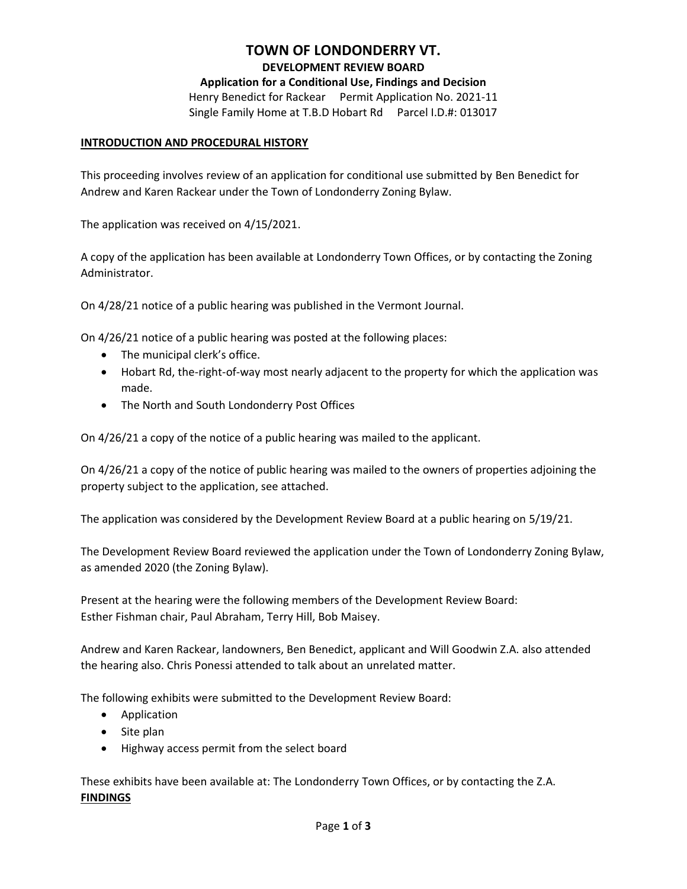# TOWN OF LONDONDERRY VT.

## DEVELOPMENT REVIEW BOARD

### Application for a Conditional Use, Findings and Decision

Henry Benedict for Rackear Permit Application No. 2021-11
Single Family Home at T.B.D Hobart Rd Parcel I.D.#: 013017

**INTRODUCTION AND PROCEDURAL HISTORY**

This proceeding involves review of an application for conditional use submitted by Ben Benedict for Andrew and Karen Rackear under the Town of Londonderry Zoning Bylaw.

The application was received on 4/15/2021.

A copy of the application has been available at Londonderry Town Offices, or by contacting the Zoning Administrator.

On 4/28/21 notice of a public hearing was published in the Vermont Journal.

On 4/26/21 notice of a public hearing was posted at the following places:

- The municipal clerk's office.
- Hobart Rd, the-right-of-way most nearly adjacent to the property for which the application was made.
- The North and South Londonderry Post Offices

On 4/26/21 a copy of the notice of a public hearing was mailed to the applicant.

On 4/26/21 a copy of the notice of public hearing was mailed to the owners of properties adjoining the property subject to the application, see attached.

The application was considered by the Development Review Board at a public hearing on 5/19/21.

The Development Review Board reviewed the application under the Town of Londonderry Zoning Bylaw, as amended 2020 (the Zoning Bylaw).

Present at the hearing were the following members of the Development Review Board:
Esther Fishman chair, Paul Abraham, Terry Hill, Bob Maisey.

Andrew and Karen Rackear, landowners, Ben Benedict, applicant and Will Goodwin Z.A. also attended the hearing also. Chris Ponessi attended to talk about an unrelated matter.

The following exhibits were submitted to the Development Review Board:

- Application
- Site plan
- Highway access permit from the select board

These exhibits have been available at: The Londonderry Town Offices, or by contacting the Z.A.

**FINDINGS**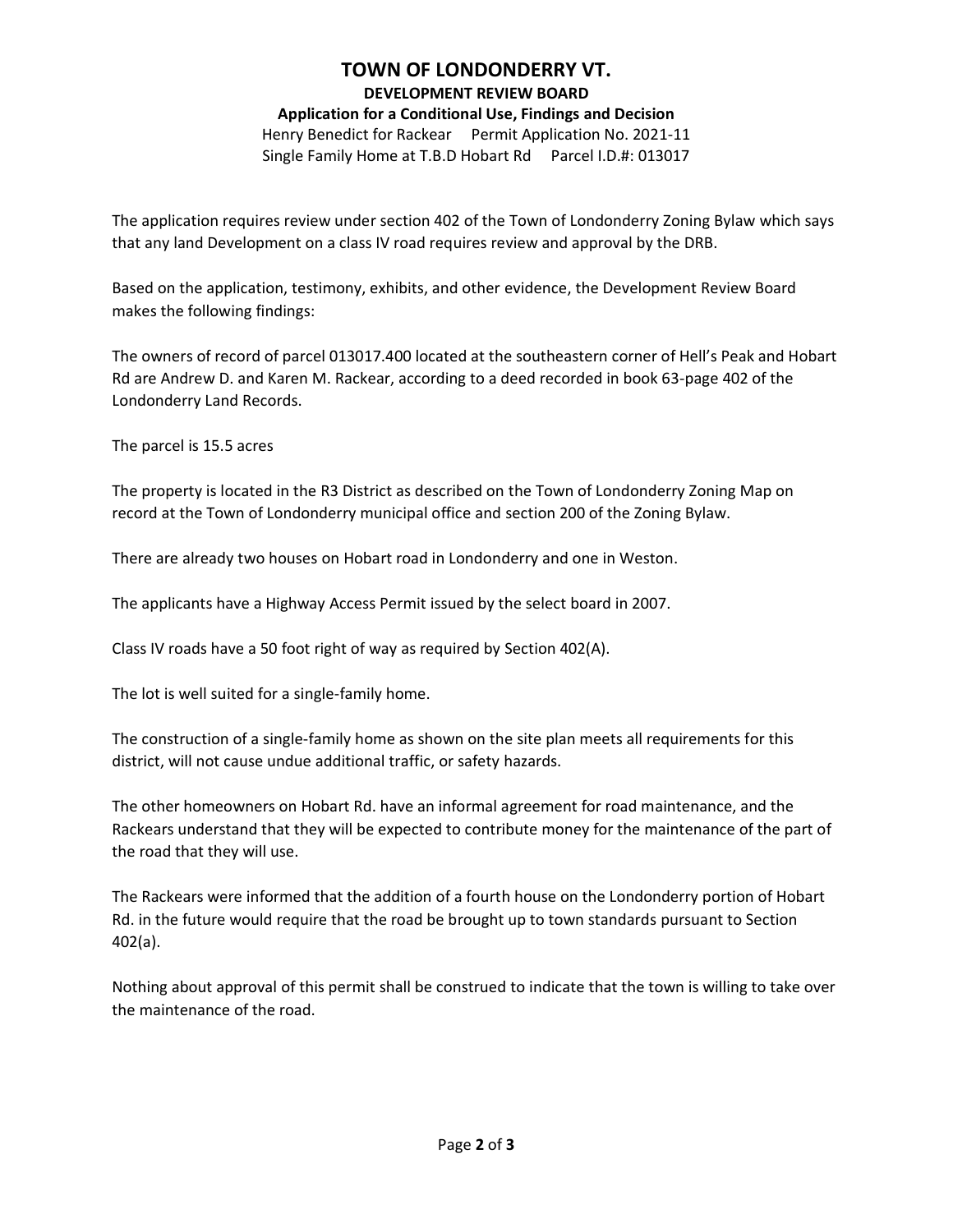# TOWN OF LONDONDERRY VT.

## DEVELOPMENT REVIEW BOARD

### Application for a Conditional Use, Findings and Decision

Henry Benedict for Rackear    Permit Application No. 2021-11
Single Family Home at T.B.D Hobart Rd    Parcel I.D.#: 013017

The application requires review under section 402 of the Town of Londonderry Zoning Bylaw which says that any land Development on a class IV road requires review and approval by the DRB.

Based on the application, testimony, exhibits, and other evidence, the Development Review Board makes the following findings:

The owners of record of parcel 013017.400 located at the southeastern corner of Hell's Peak and Hobart Rd are Andrew D. and Karen M. Rackear, according to a deed recorded in book 63-page 402 of the Londonderry Land Records.

The parcel is 15.5 acres

The property is located in the R3 District as described on the Town of Londonderry Zoning Map on record at the Town of Londonderry municipal office and section 200 of the Zoning Bylaw.

There are already two houses on Hobart road in Londonderry and one in Weston.

The applicants have a Highway Access Permit issued by the select board in 2007.

Class IV roads have a 50 foot right of way as required by Section 402(A).

The lot is well suited for a single-family home.

The construction of a single-family home as shown on the site plan meets all requirements for this district, will not cause undue additional traffic, or safety hazards.

The other homeowners on Hobart Rd. have an informal agreement for road maintenance, and the Rackears understand that they will be expected to contribute money for the maintenance of the part of the road that they will use.

The Rackears were informed that the addition of a fourth house on the Londonderry portion of Hobart Rd. in the future would require that the road be brought up to town standards pursuant to Section 402(a).

Nothing about approval of this permit shall be construed to indicate that the town is willing to take over the maintenance of the road.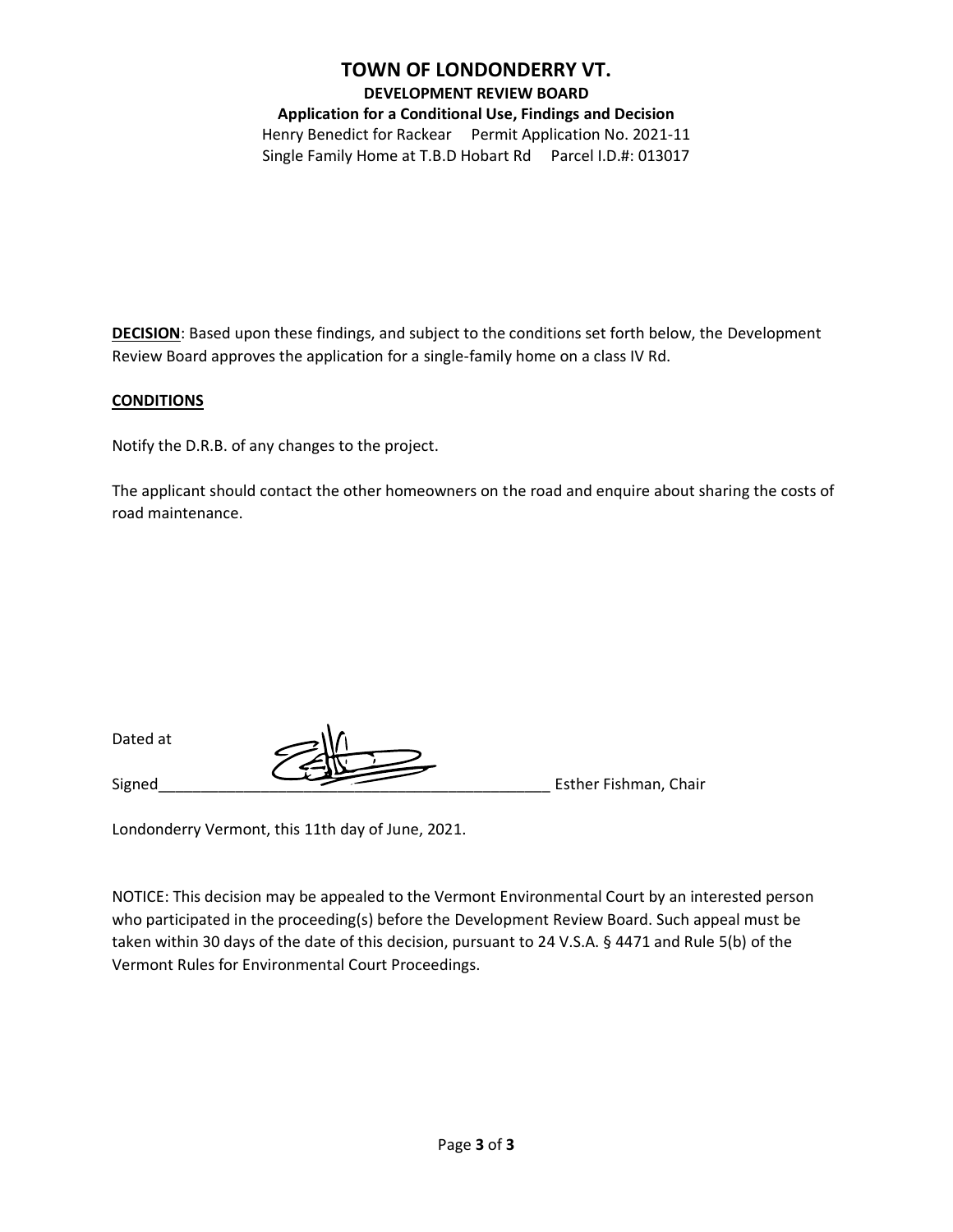# TOWN OF LONDONDERRY VT.

**DEVELOPMENT REVIEW BOARD**

**Application for a Conditional Use, Findings and Decision**

Henry Benedict for Rackear Permit Application No. 2021-11

Single Family Home at T.B.D Hobart Rd Parcel I.D.#: 013017

**DECISION**: Based upon these findings, and subject to the conditions set forth below, the Development Review Board approves the application for a single-family home on a class IV Rd.

**CONDITIONS**

Notify the D.R.B. of any changes to the project.

The applicant should contact the other homeowners on the road and enquire about sharing the costs of road maintenance.

Dated at

Signed_______________________________________________ Esther Fishman, Chair

Londonderry Vermont, this 11th day of June, 2021.

NOTICE: This decision may be appealed to the Vermont Environmental Court by an interested person who participated in the proceeding(s) before the Development Review Board. Such appeal must be taken within 30 days of the date of this decision, pursuant to 24 V.S.A. § 4471 and Rule 5(b) of the Vermont Rules for Environmental Court Proceedings.